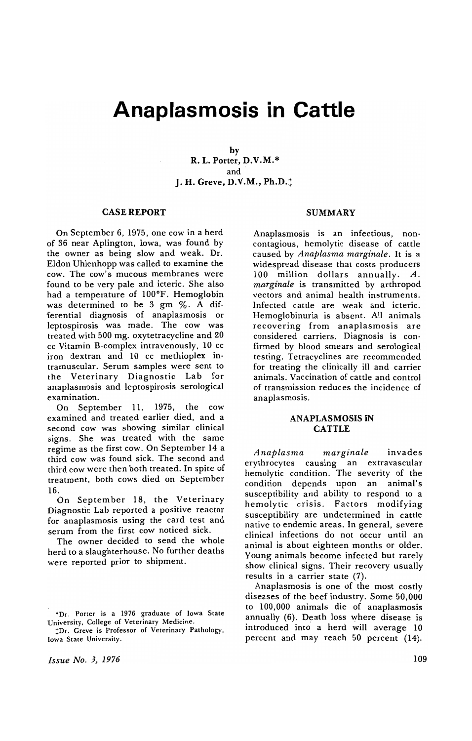# Anaplasmosis in Cattle

by
R. L. Porter, D.V.M.*
and
J. H. Greve, D.V.M., Ph.D.‡

## CASE REPORT

On September 6, 1975, one cow in a herd of 36 near Aplington, Iowa, was found by the owner as being slow and weak. Dr. Eldon Uhlenhopp was called to examine the cow. The cow's mucous membranes were found to be very pale and icteric. She also had a temperature of 100°F. Hemoglobin was determined to be 3 gm %. A differential diagnosis of anaplasmosis or leptospirosis was made. The cow was treated with 500 mg. oxytetracycline and 20 cc Vitamin B-complex intravenously, 10 cc iron dextran and 10 cc methioplex intramuscular. Serum samples were sent to the Veterinary Diagnostic Lab for anaplasmosis and leptospirosis serological examination.

On September 11, 1975, the cow examined and treated earlier died, and a second cow was showing similar clinical signs. She was treated with the same regime as the first cow. On September 14 a third cow was found sick. The second and third cow were then both treated. In spite of treatment, both cows died on September 16.

On September 18, the Veterinary Diagnostic Lab reported a positive reactor for anaplasmosis using the card test and serum from the first cow noticed sick.

The owner decided to send the whole herd to a slaughterhouse. No further deaths were reported prior to shipment.

*Dr. Porter is a 1976 graduate of Iowa State University, College of Veterinary Medicine.

‡Dr. Greve is Professor of Veterinary Pathology, Iowa State University.

## SUMMARY

Anaplasmosis is an infectious, noncontagious, hemolytic disease of cattle caused by *Anaplasma marginale*. It is a widespread disease that costs producers 100 million dollars annually. *A. marginale* is transmitted by arthropod vectors and animal health instruments. Infected cattle are weak and icteric. Hemoglobinuria is absent. All animals recovering from anaplasmosis are considered carriers. Diagnosis is confirmed by blood smears and serological testing. Tetracyclines are recommended for treating the clinically ill and carrier animals. Vaccination of cattle and control of transmission reduces the incidence of anaplasmosis.

## ANAPLASMOSIS IN CATTLE

*Anaplasma marginale* invades erythrocytes causing an extravascular hemolytic condition. The severity of the condition depends upon an animal's susceptibility and ability to respond to a hemolytic crisis. Factors modifying susceptibility are undetermined in cattle native to endemic areas. In general, severe clinical infections do not occur until an animal is about eighteen months or older. Young animals become infected but rarely show clinical signs. Their recovery usually results in a carrier state (7).

Anaplasmosis is one of the most costly diseases of the beef industry. Some 50,000 to 100,000 animals die of anaplasmosis annually (6). Death loss where disease is introduced into a herd will average 10 percent and may reach 50 percent (14).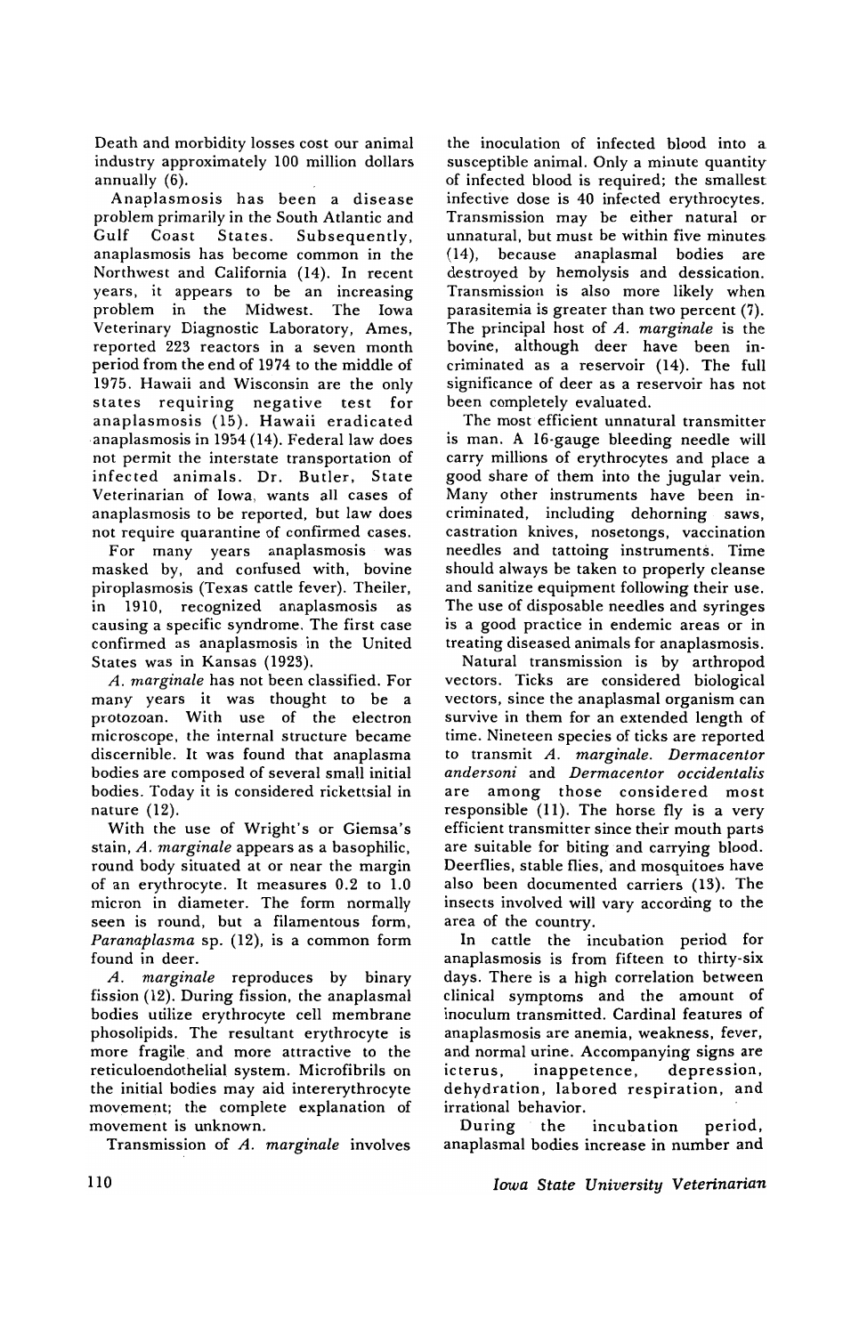Death and morbidity losses cost our animal industry approximately 100 million dollars annually (6).

Anaplasmosis has been a disease problem primarily in the South Atlantic and Gulf Coast States. Subsequently, anaplasmosis has become common in the Northwest and California (14). In recent years, it appears to be an increasing problem in the Midwest. The Iowa Veterinary Diagnostic Laboratory, Ames, reported 223 reactors in a seven month period from the end of 1974 to the middle of 1975. Hawaii and Wisconsin are the only states requiring negative test for anaplasmosis (15). Hawaii eradicated anaplasmosis in 1954 (14). Federal law does not permit the interstate transportation of infected animals. Dr. Butler, State Veterinarian of Iowa, wants all cases of anaplasmosis to be reported, but law does not require quarantine of confirmed cases.

For many years anaplasmosis was masked by, and confused with, bovine piroplasmosis (Texas cattle fever). Theiler, in 1910, recognized anaplasmosis as causing a specific syndrome. The first case confirmed as anaplasmosis in the United States was in Kansas (1923).

*A. marginale* has not been classified. For many years it was thought to be a protozoan. With use of the electron microscope, the internal structure became discernible. It was found that anaplasma bodies are composed of several small initial bodies. Today it is considered rickettsial in nature (12).

With the use of Wright's or Giemsa's stain, *A. marginale* appears as a basophilic, round body situated at or near the margin of an erythrocyte. It measures 0.2 to 1.0 micron in diameter. The form normally seen is round, but a filamentous form, *Paranaplasma* sp. (12), is a common form found in deer.

*A. marginale* reproduces by binary fission (12). During fission, the anaplasmal bodies utilize erythrocyte cell membrane phosolipids. The resultant erythrocyte is more fragile and more attractive to the reticuloendothelial system. Microfibrils on the initial bodies may aid intererythrocyte movement; the complete explanation of movement is unknown.

Transmission of *A. marginale* involves the inoculation of infected blood into a susceptible animal. Only a minute quantity of infected blood is required; the smallest infective dose is 40 infected erythrocytes. Transmission may be either natural or unnatural, but must be within five minutes (14), because anaplasmal bodies are destroyed by hemolysis and dessication. Transmission is also more likely when parasitemia is greater than two percent (7). The principal host of *A. marginale* is the bovine, although deer have been incriminated as a reservoir (14). The full significance of deer as a reservoir has not been completely evaluated.

The most efficient unnatural transmitter is man. A 16-gauge bleeding needle will carry millions of erythrocytes and place a good share of them into the jugular vein. Many other instruments have been incriminated, including dehorning saws, castration knives, nosetongs, vaccination needles and tattoing instruments. Time should always be taken to properly cleanse and sanitize equipment following their use. The use of disposable needles and syringes is a good practice in endemic areas or in treating diseased animals for anaplasmosis.

Natural transmission is by arthropod vectors. Ticks are considered biological vectors, since the anaplasmal organism can survive in them for an extended length of time. Nineteen species of ticks are reported to transmit *A. marginale*. *Dermacentor andersoni* and *Dermacentor occidentalis* are among those considered most responsible (11). The horse fly is a very efficient transmitter since their mouth parts are suitable for biting and carrying blood. Deerflies, stable flies, and mosquitoes have also been documented carriers (13). The insects involved will vary according to the area of the country.

In cattle the incubation period for anaplasmosis is from fifteen to thirty-six days. There is a high correlation between clinical symptoms and the amount of inoculum transmitted. Cardinal features of anaplasmosis are anemia, weakness, fever, and normal urine. Accompanying signs are icterus, inappetence, depression, dehydration, labored respiration, and irrational behavior.

During the incubation period, anaplasmal bodies increase in number and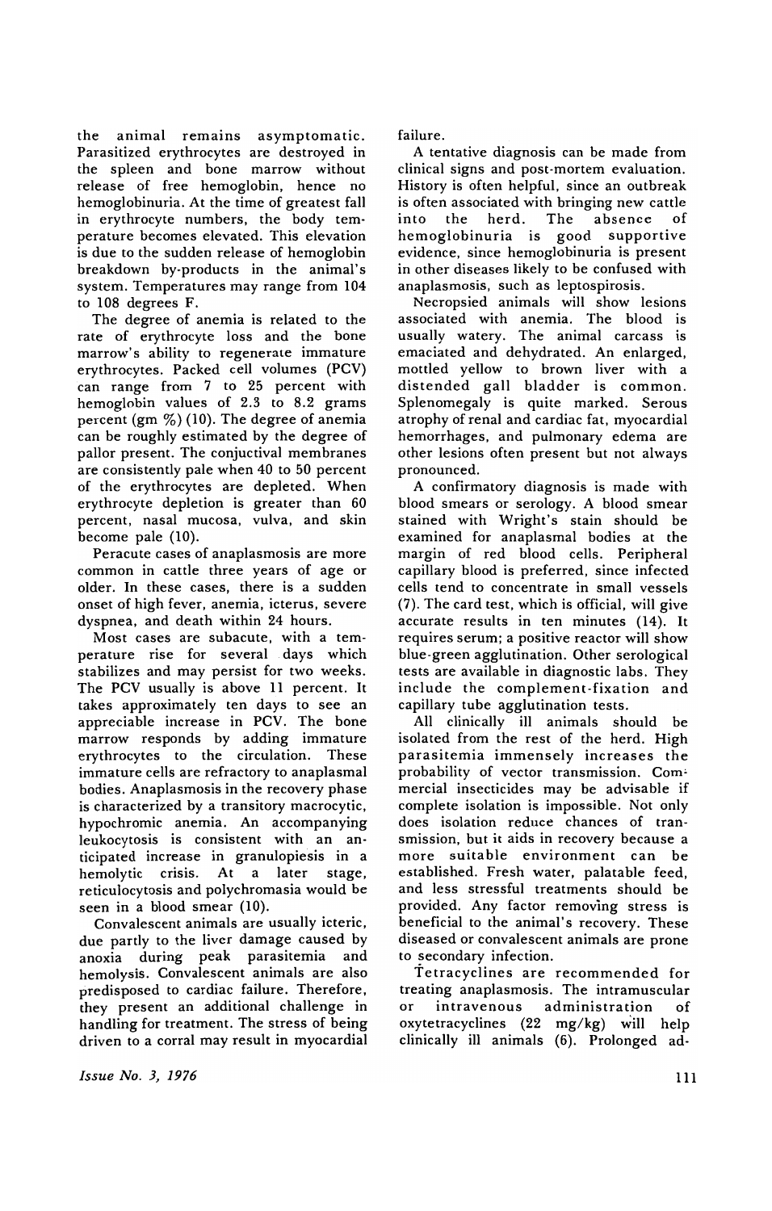the animal remains asymptomatic. Parasitized erythrocytes are destroyed in the spleen and bone marrow without release of free hemoglobin, hence no hemoglobinuria. At the time of greatest fall in erythrocyte numbers, the body temperature becomes elevated. This elevation is due to the sudden release of hemoglobin breakdown by-products in the animal's system. Temperatures may range from 104 to 108 degrees F.

The degree of anemia is related to the rate of erythrocyte loss and the bone marrow's ability to regenerate immature erythrocytes. Packed cell volumes (PCV) can range from 7 to 25 percent with hemoglobin values of 2.3 to 8.2 grams percent (gm %) (10). The degree of anemia can be roughly estimated by the degree of pallor present. The conjuctival membranes are consistently pale when 40 to 50 percent of the erythrocytes are depleted. When erythrocyte depletion is greater than 60 percent, nasal mucosa, vulva, and skin become pale (10).

Peracute cases of anaplasmosis are more common in cattle three years of age or older. In these cases, there is a sudden onset of high fever, anemia, icterus, severe dyspnea, and death within 24 hours.

Most cases are subacute, with a temperature rise for several days which stabilizes and may persist for two weeks. The PCV usually is above 11 percent. It takes approximately ten days to see an appreciable increase in PCV. The bone marrow responds by adding immature erythrocytes to the circulation. These immature cells are refractory to anaplasmal bodies. Anaplasmosis in the recovery phase is characterized by a transitory macrocytic, hypochromic anemia. An accompanying leukocytosis is consistent with an anticipated increase in granulopiesis in a hemolytic crisis. At a later stage, reticulocytosis and polychromasia would be seen in a blood smear (10).

Convalescent animals are usually icteric, due partly to the liver damage caused by anoxia during peak parasitemia and hemolysis. Convalescent animals are also predisposed to cardiac failure. Therefore, they present an additional challenge in handling for treatment. The stress of being driven to a corral may result in myocardial failure.

A tentative diagnosis can be made from clinical signs and post-mortem evaluation. History is often helpful, since an outbreak is often associated with bringing new cattle into the herd. The absence of hemoglobinuria is good supportive evidence, since hemoglobinuria is present in other diseases likely to be confused with anaplasmosis, such as leptospirosis.

Necropsied animals will show lesions associated with anemia. The blood is usually watery. The animal carcass is emaciated and dehydrated. An enlarged, mottled yellow to brown liver with a distended gall bladder is common. Splenomegaly is quite marked. Serous atrophy of renal and cardiac fat, myocardial hemorrhages, and pulmonary edema are other lesions often present but not always pronounced.

A confirmatory diagnosis is made with blood smears or serology. A blood smear stained with Wright's stain should be examined for anaplasmal bodies at the margin of red blood cells. Peripheral capillary blood is preferred, since infected cells tend to concentrate in small vessels (7). The card test, which is official, will give accurate results in ten minutes (14). It requires serum; a positive reactor will show blue-green agglutination. Other serological tests are available in diagnostic labs. They include the complement-fixation and capillary tube agglutination tests.

All clinically ill animals should be isolated from the rest of the herd. High parasitemia immensely increases the probability of vector transmission. Commercial insecticides may be advisable if complete isolation is impossible. Not only does isolation reduce chances of transmission, but it aids in recovery because a more suitable environment can be established. Fresh water, palatable feed, and less stressful treatments should be provided. Any factor removing stress is beneficial to the animal's recovery. These diseased or convalescent animals are prone to secondary infection.

Tetracyclines are recommended for treating anaplasmosis. The intramuscular or intravenous administration of oxytetracyclines (22 mg/kg) will help clinically ill animals (6). Prolonged ad-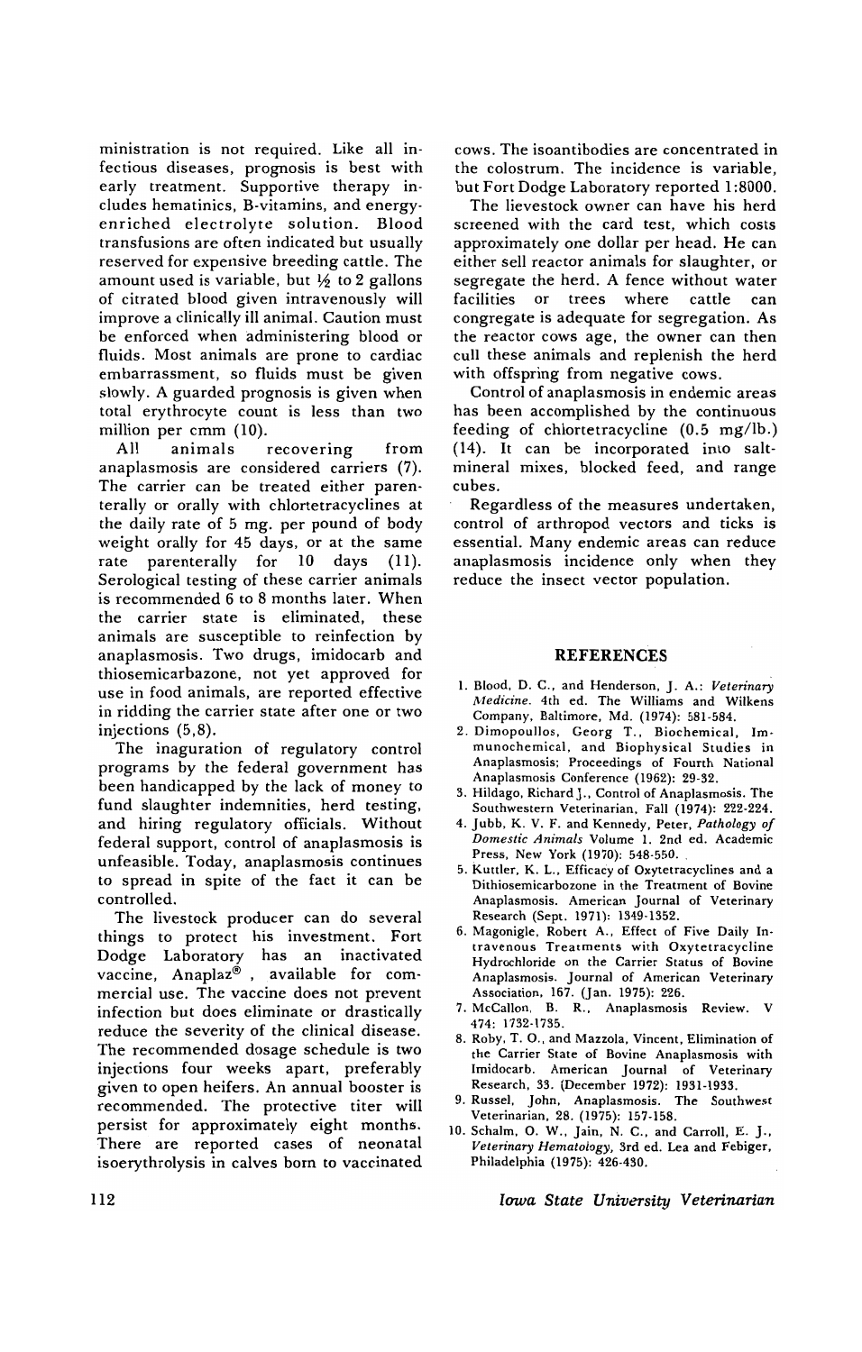ministration is not required. Like all infectious diseases, prognosis is best with early treatment. Supportive therapy includes hematinics, B-vitamins, and energy-enriched electrolyte solution. Blood transfusions are often indicated but usually reserved for expensive breeding cattle. The amount used is variable, but ½ to 2 gallons of citrated blood given intravenously will improve a clinically ill animal. Caution must be enforced when administering blood or fluids. Most animals are prone to cardiac embarrassment, so fluids must be given slowly. A guarded prognosis is given when total erythrocyte count is less than two million per cmm (10).

All animals recovering from anaplasmosis are considered carriers (7). The carrier can be treated either parenterally or orally with chlortetracyclines at the daily rate of 5 mg. per pound of body weight orally for 45 days, or at the same rate parenterally for 10 days (11). Serological testing of these carrier animals is recommended 6 to 8 months later. When the carrier state is eliminated, these animals are susceptible to reinfection by anaplasmosis. Two drugs, imidocarb and thiosemicarbazone, not yet approved for use in food animals, are reported effective in ridding the carrier state after one or two injections (5,8).

The inaguration of regulatory control programs by the federal government has been handicapped by the lack of money to fund slaughter indemnities, herd testing, and hiring regulatory officials. Without federal support, control of anaplasmosis is unfeasible. Today, anaplasmosis continues to spread in spite of the fact it can be controlled.

The livestock producer can do several things to protect his investment. Fort Dodge Laboratory has an inactivated vaccine, Anaplaz®, available for commercial use. The vaccine does not prevent infection but does eliminate or drastically reduce the severity of the clinical disease. The recommended dosage schedule is two injections four weeks apart, preferably given to open heifers. An annual booster is recommended. The protective titer will persist for approximately eight months. There are reported cases of neonatal isoerythrolysis in calves born to vaccinated cows. The isoantibodies are concentrated in the colostrum. The incidence is variable, but Fort Dodge Laboratory reported 1:8000.

The lievestock owner can have his herd screened with the card test, which costs approximately one dollar per head. He can either sell reactor animals for slaughter, or segregate the herd. A fence without water facilities or trees where cattle can congregate is adequate for segregation. As the reactor cows age, the owner can then cull these animals and replenish the herd with offspring from negative cows.

Control of anaplasmosis in endemic areas has been accomplished by the continuous feeding of chlortetracycline (0.5 mg/lb.) (14). It can be incorporated into salt-mineral mixes, blocked feed, and range cubes.

Regardless of the measures undertaken, control of arthropod vectors and ticks is essential. Many endemic areas can reduce anaplasmosis incidence only when they reduce the insect vector population.

## REFERENCES

1. Blood, D. C., and Henderson, J. A.: *Veterinary Medicine*. 4th ed. The Williams and Wilkens Company, Baltimore, Md. (1974): 581-584.
2. Dimopoullos, Georg T., Biochemical, Immunochemical, and Biophysical Studies in Anaplasmosis; Proceedings of Fourth National Anaplasmosis Conference (1962): 29-32.
3. Hildago, Richard J., Control of Anaplasmosis. The Southwestern Veterinarian, Fall (1974): 222-224.
4. Jubb, K. V. F. and Kennedy, Peter, *Pathology of Domestic Animals* Volume 1. 2nd ed. Academic Press, New York (1970): 548-550.
5. Kuttler, K. L., Efficacy of Oxytetracyclines and a Dithiosemicarbozone in the Treatment of Bovine Anaplasmosis. American Journal of Veterinary Research (Sept. 1971): 1349-1352.
6. Magonigle, Robert A., Effect of Five Daily Intravenous Treatments with Oxytetracycline Hydrochloride on the Carrier Status of Bovine Anaplasmosis. Journal of American Veterinary Association, 167. (Jan. 1975): 226.
7. McCallon, B. R., Anaplasmosis Review. V 474: 1732-1735.
8. Roby, T. O., and Mazzola, Vincent, Elimination of the Carrier State of Bovine Anaplasmosis with Imidocarb. American Journal of Veterinary Research, 33. (December 1972): 1931-1933.
9. Russel, John, Anaplasmosis. The Southwest Veterinarian, 28. (1975): 157-158.
10. Schalm, O. W., Jain, N. C., and Carroll, E. J., *Veterinary Hematology*, 3rd ed. Lea and Febiger, Philadelphia (1975): 426-430.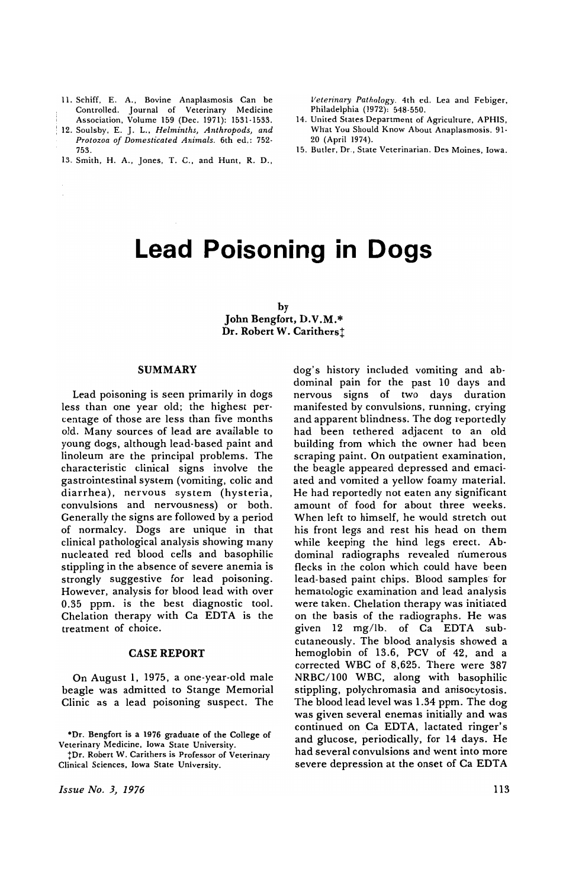11. Schiff, E. A., Bovine Anaplasmosis Can be Controlled. Journal of Veterinary Medicine Association, Volume 159 (Dec. 1971): 1531-1533.
12. Soulsby, E. J. L., *Helminths, Anthropods, and Protozoa of Domesticated Animals.* 6th ed.: 752-753.
13. Smith, H. A., Jones, T. C., and Hunt, R. D., *Veterinary Pathology.* 4th ed. Lea and Febiger, Philadelphia (1972): 548-550.
14. United States Department of Agriculture, APHIS, What You Should Know About Anaplasmosis. 91-20 (April 1974).
15. Butler, Dr., State Veterinarian. Des Moines, Iowa.

# Lead Poisoning in Dogs

by

John Bengfort, D.V.M.*
Dr. Robert W. Carithers‡

## SUMMARY

Lead poisoning is seen primarily in dogs less than one year old; the highest percentage of those are less than five months old. Many sources of lead are available to young dogs, although lead-based paint and linoleum are the principal problems. The characteristic clinical signs involve the gastrointestinal system (vomiting, colic and diarrhea), nervous system (hysteria, convulsions and nervousness) or both. Generally the signs are followed by a period of normalcy. Dogs are unique in that clinical pathological analysis showing many nucleated red blood cells and basophilic stippling in the absence of severe anemia is strongly suggestive for lead poisoning. However, analysis for blood lead with over 0.35 ppm. is the best diagnostic tool. Chelation therapy with Ca EDTA is the treatment of choice.

## CASE REPORT

On August 1, 1975, a one-year-old male beagle was admitted to Stange Memorial Clinic as a lead poisoning suspect. The dog's history included vomiting and abdominal pain for the past 10 days and nervous signs of two days duration manifested by convulsions, running, crying and apparent blindness. The dog reportedly had been tethered adjacent to an old building from which the owner had been scraping paint. On outpatient examination, the beagle appeared depressed and emaciated and vomited a yellow foamy material. He had reportedly not eaten any significant amount of food for about three weeks. When left to himself, he would stretch out his front legs and rest his head on them while keeping the hind legs erect. Abdominal radiographs revealed numerous flecks in the colon which could have been lead-based paint chips. Blood samples for hematologic examination and lead analysis were taken. Chelation therapy was initiated on the basis of the radiographs. He was given 12 mg/lb. of Ca EDTA subcutaneously. The blood analysis showed a hemoglobin of 13.6, PCV of 42, and a corrected WBC of 8,625. There were 387 NRBC/100 WBC, along with basophilic stippling, polychromasia and anisocytosis. The blood lead level was 1.34 ppm. The dog was given several enemas initially and was continued on Ca EDTA, lactated ringer's and glucose, periodically, for 14 days. He had several convulsions and went into more severe depression at the onset of Ca EDTA

*Dr. Bengfort is a 1976 graduate of the College of Veterinary Medicine, Iowa State University.

‡Dr. Robert W. Carithers is Professor of Veterinary Clinical Sciences, Iowa State University.